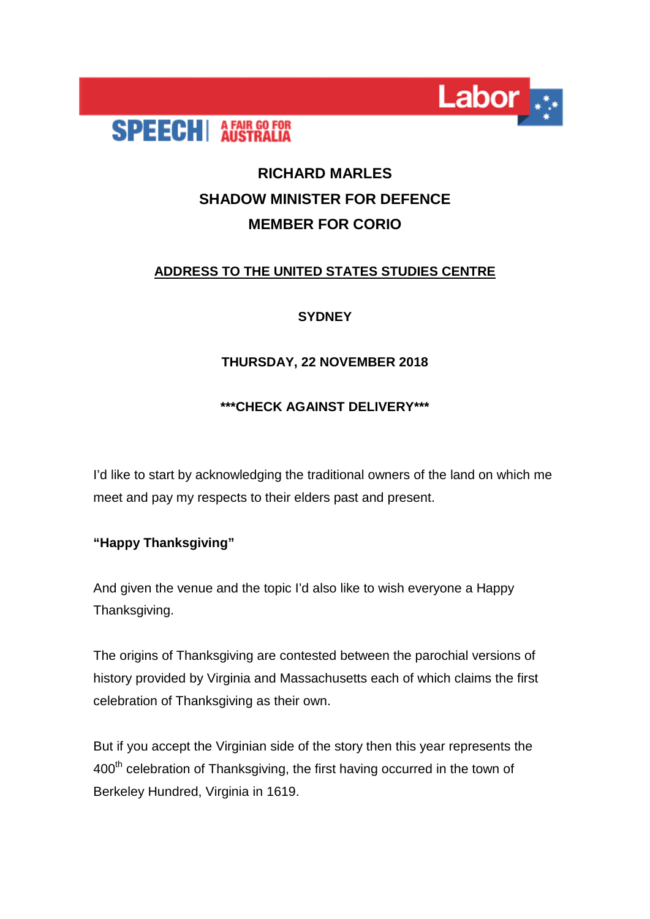SPEECH | A FAIR GO FOR AUSTRALIA

Labor

# RICHARD MARLES
## SHADOW MINISTER FOR DEFENCE
## MEMBER FOR CORIO

**ADDRESS TO THE UNITED STATES STUDIES CENTRE**

**SYDNEY**

**THURSDAY, 22 NOVEMBER 2018**

**\*\*\*CHECK AGAINST DELIVERY\*\*\***

I'd like to start by acknowledging the traditional owners of the land on which me meet and pay my respects to their elders past and present.

**"Happy Thanksgiving"**

And given the venue and the topic I'd also like to wish everyone a Happy Thanksgiving.

The origins of Thanksgiving are contested between the parochial versions of history provided by Virginia and Massachusetts each of which claims the first celebration of Thanksgiving as their own.

But if you accept the Virginian side of the story then this year represents the 400th celebration of Thanksgiving, the first having occurred in the town of Berkeley Hundred, Virginia in 1619.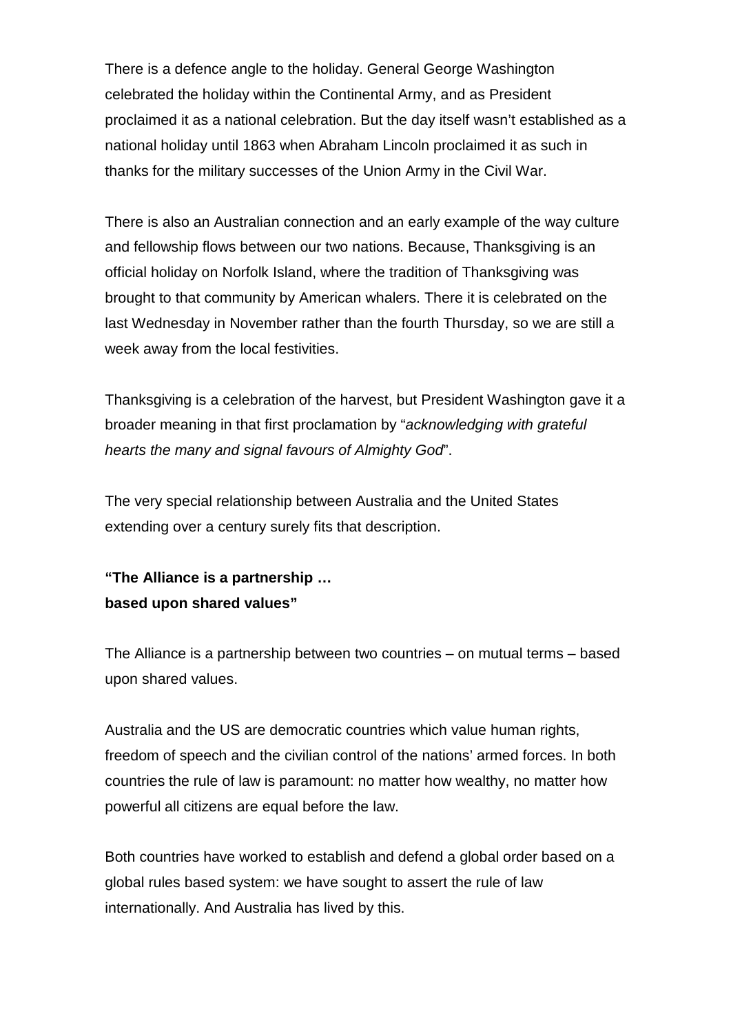There is a defence angle to the holiday. General George Washington celebrated the holiday within the Continental Army, and as President proclaimed it as a national celebration. But the day itself wasn't established as a national holiday until 1863 when Abraham Lincoln proclaimed it as such in thanks for the military successes of the Union Army in the Civil War.

There is also an Australian connection and an early example of the way culture and fellowship flows between our two nations. Because, Thanksgiving is an official holiday on Norfolk Island, where the tradition of Thanksgiving was brought to that community by American whalers. There it is celebrated on the last Wednesday in November rather than the fourth Thursday, so we are still a week away from the local festivities.

Thanksgiving is a celebration of the harvest, but President Washington gave it a broader meaning in that first proclamation by "*acknowledging with grateful hearts the many and signal favours of Almighty God*".

The very special relationship between Australia and the United States extending over a century surely fits that description.

**"The Alliance is a partnership …**
**based upon shared values"**

The Alliance is a partnership between two countries – on mutual terms – based upon shared values.

Australia and the US are democratic countries which value human rights, freedom of speech and the civilian control of the nations' armed forces. In both countries the rule of law is paramount: no matter how wealthy, no matter how powerful all citizens are equal before the law.

Both countries have worked to establish and defend a global order based on a global rules based system: we have sought to assert the rule of law internationally. And Australia has lived by this.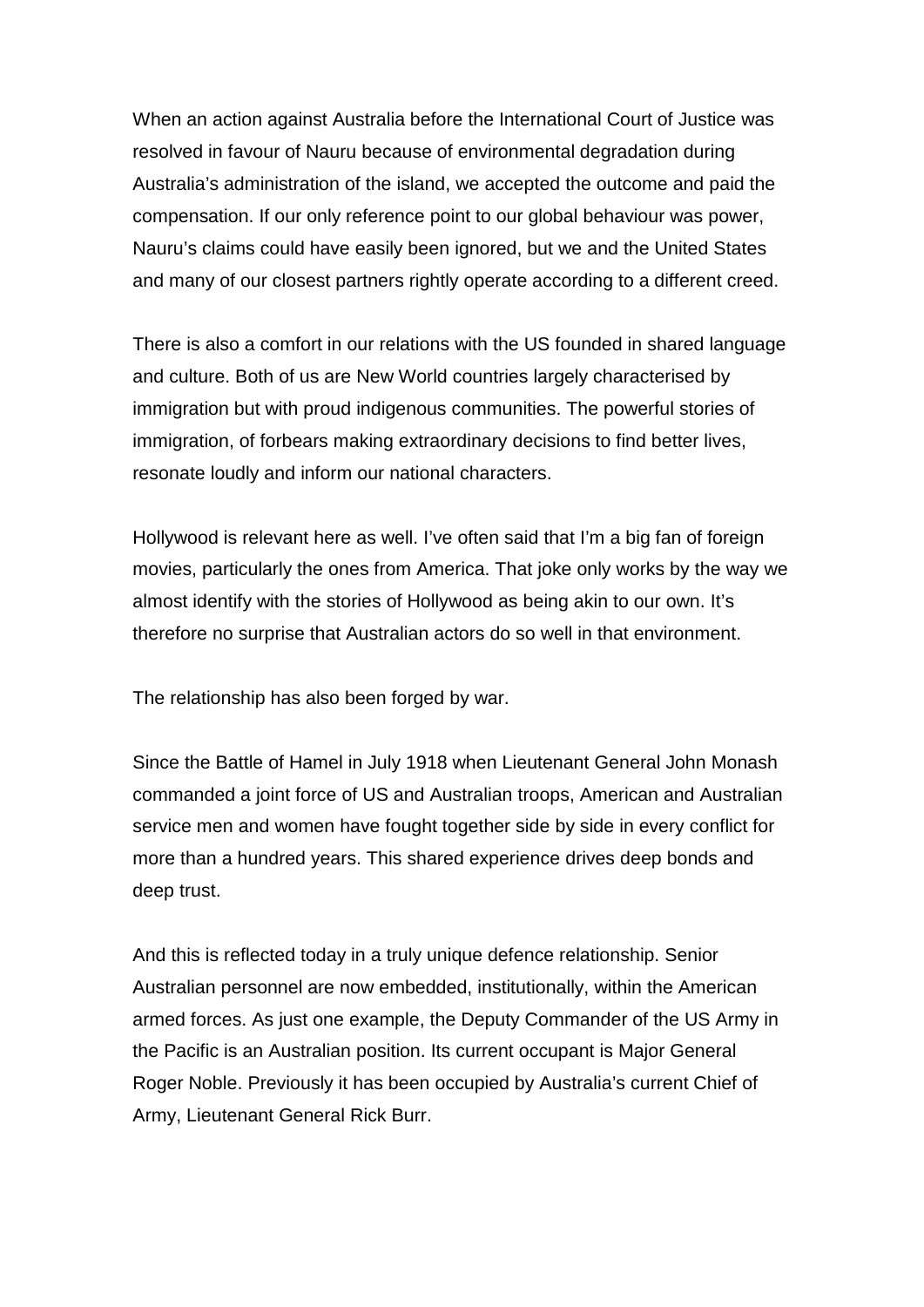When an action against Australia before the International Court of Justice was resolved in favour of Nauru because of environmental degradation during Australia's administration of the island, we accepted the outcome and paid the compensation. If our only reference point to our global behaviour was power, Nauru's claims could have easily been ignored, but we and the United States and many of our closest partners rightly operate according to a different creed.

There is also a comfort in our relations with the US founded in shared language and culture. Both of us are New World countries largely characterised by immigration but with proud indigenous communities. The powerful stories of immigration, of forbears making extraordinary decisions to find better lives, resonate loudly and inform our national characters.

Hollywood is relevant here as well. I've often said that I'm a big fan of foreign movies, particularly the ones from America. That joke only works by the way we almost identify with the stories of Hollywood as being akin to our own. It's therefore no surprise that Australian actors do so well in that environment.

The relationship has also been forged by war.

Since the Battle of Hamel in July 1918 when Lieutenant General John Monash commanded a joint force of US and Australian troops, American and Australian service men and women have fought together side by side in every conflict for more than a hundred years. This shared experience drives deep bonds and deep trust.

And this is reflected today in a truly unique defence relationship. Senior Australian personnel are now embedded, institutionally, within the American armed forces. As just one example, the Deputy Commander of the US Army in the Pacific is an Australian position. Its current occupant is Major General Roger Noble. Previously it has been occupied by Australia's current Chief of Army, Lieutenant General Rick Burr.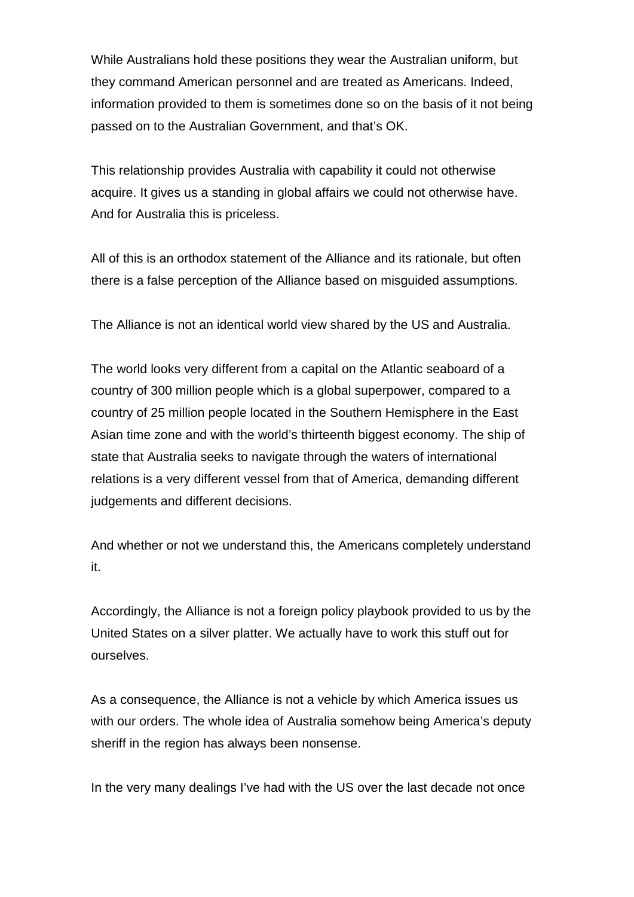While Australians hold these positions they wear the Australian uniform, but they command American personnel and are treated as Americans. Indeed, information provided to them is sometimes done so on the basis of it not being passed on to the Australian Government, and that's OK.

This relationship provides Australia with capability it could not otherwise acquire. It gives us a standing in global affairs we could not otherwise have. And for Australia this is priceless.

All of this is an orthodox statement of the Alliance and its rationale, but often there is a false perception of the Alliance based on misguided assumptions.

The Alliance is not an identical world view shared by the US and Australia.

The world looks very different from a capital on the Atlantic seaboard of a country of 300 million people which is a global superpower, compared to a country of 25 million people located in the Southern Hemisphere in the East Asian time zone and with the world's thirteenth biggest economy. The ship of state that Australia seeks to navigate through the waters of international relations is a very different vessel from that of America, demanding different judgements and different decisions.

And whether or not we understand this, the Americans completely understand it.

Accordingly, the Alliance is not a foreign policy playbook provided to us by the United States on a silver platter. We actually have to work this stuff out for ourselves.

As a consequence, the Alliance is not a vehicle by which America issues us with our orders. The whole idea of Australia somehow being America's deputy sheriff in the region has always been nonsense.

In the very many dealings I've had with the US over the last decade not once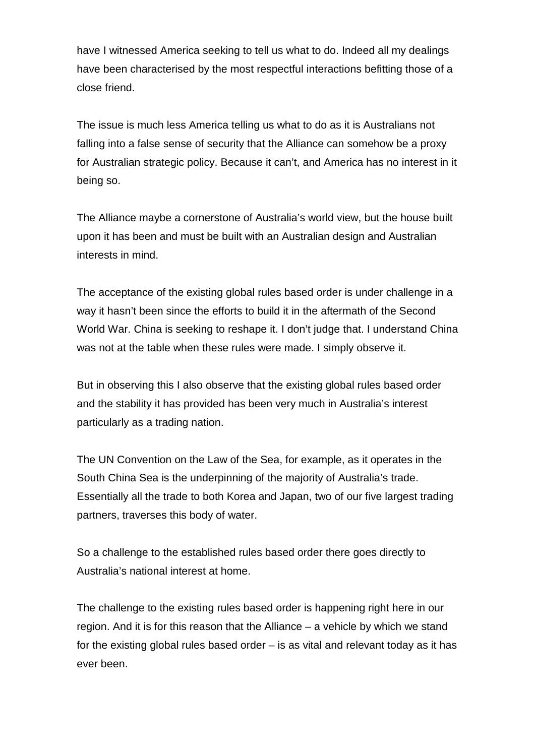have I witnessed America seeking to tell us what to do. Indeed all my dealings have been characterised by the most respectful interactions befitting those of a close friend.

The issue is much less America telling us what to do as it is Australians not falling into a false sense of security that the Alliance can somehow be a proxy for Australian strategic policy. Because it can't, and America has no interest in it being so.

The Alliance maybe a cornerstone of Australia's world view, but the house built upon it has been and must be built with an Australian design and Australian interests in mind.

The acceptance of the existing global rules based order is under challenge in a way it hasn't been since the efforts to build it in the aftermath of the Second World War. China is seeking to reshape it. I don't judge that. I understand China was not at the table when these rules were made. I simply observe it.

But in observing this I also observe that the existing global rules based order and the stability it has provided has been very much in Australia's interest particularly as a trading nation.

The UN Convention on the Law of the Sea, for example, as it operates in the South China Sea is the underpinning of the majority of Australia's trade. Essentially all the trade to both Korea and Japan, two of our five largest trading partners, traverses this body of water.

So a challenge to the established rules based order there goes directly to Australia's national interest at home.

The challenge to the existing rules based order is happening right here in our region. And it is for this reason that the Alliance – a vehicle by which we stand for the existing global rules based order – is as vital and relevant today as it has ever been.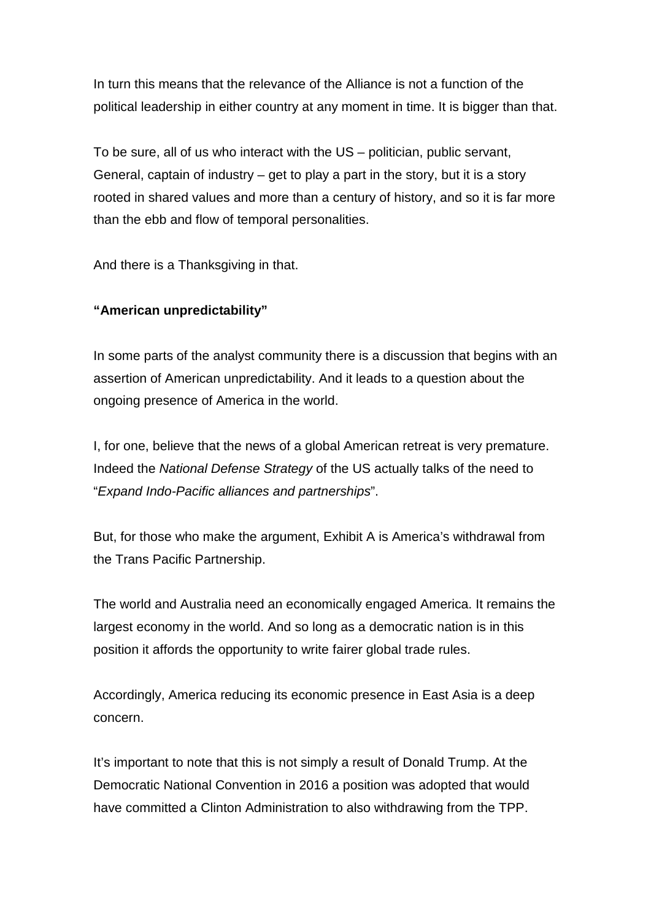In turn this means that the relevance of the Alliance is not a function of the political leadership in either country at any moment in time. It is bigger than that.

To be sure, all of us who interact with the US – politician, public servant, General, captain of industry – get to play a part in the story, but it is a story rooted in shared values and more than a century of history, and so it is far more than the ebb and flow of temporal personalities.

And there is a Thanksgiving in that.

**"American unpredictability"**

In some parts of the analyst community there is a discussion that begins with an assertion of American unpredictability. And it leads to a question about the ongoing presence of America in the world.

I, for one, believe that the news of a global American retreat is very premature. Indeed the *National Defense Strategy* of the US actually talks of the need to "*Expand Indo-Pacific alliances and partnerships*".

But, for those who make the argument, Exhibit A is America's withdrawal from the Trans Pacific Partnership.

The world and Australia need an economically engaged America. It remains the largest economy in the world. And so long as a democratic nation is in this position it affords the opportunity to write fairer global trade rules.

Accordingly, America reducing its economic presence in East Asia is a deep concern.

It's important to note that this is not simply a result of Donald Trump. At the Democratic National Convention in 2016 a position was adopted that would have committed a Clinton Administration to also withdrawing from the TPP.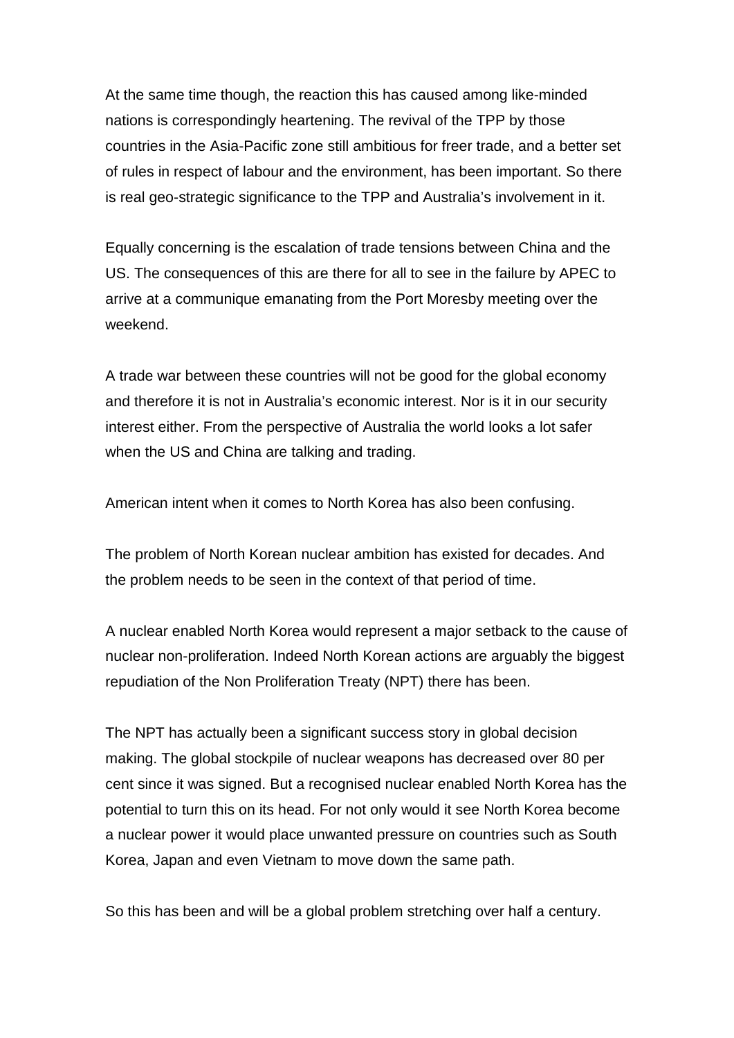At the same time though, the reaction this has caused among like-minded nations is correspondingly heartening. The revival of the TPP by those countries in the Asia-Pacific zone still ambitious for freer trade, and a better set of rules in respect of labour and the environment, has been important. So there is real geo-strategic significance to the TPP and Australia's involvement in it.

Equally concerning is the escalation of trade tensions between China and the US. The consequences of this are there for all to see in the failure by APEC to arrive at a communique emanating from the Port Moresby meeting over the weekend.

A trade war between these countries will not be good for the global economy and therefore it is not in Australia's economic interest. Nor is it in our security interest either. From the perspective of Australia the world looks a lot safer when the US and China are talking and trading.

American intent when it comes to North Korea has also been confusing.

The problem of North Korean nuclear ambition has existed for decades. And the problem needs to be seen in the context of that period of time.

A nuclear enabled North Korea would represent a major setback to the cause of nuclear non-proliferation. Indeed North Korean actions are arguably the biggest repudiation of the Non Proliferation Treaty (NPT) there has been.

The NPT has actually been a significant success story in global decision making. The global stockpile of nuclear weapons has decreased over 80 per cent since it was signed. But a recognised nuclear enabled North Korea has the potential to turn this on its head. For not only would it see North Korea become a nuclear power it would place unwanted pressure on countries such as South Korea, Japan and even Vietnam to move down the same path.

So this has been and will be a global problem stretching over half a century.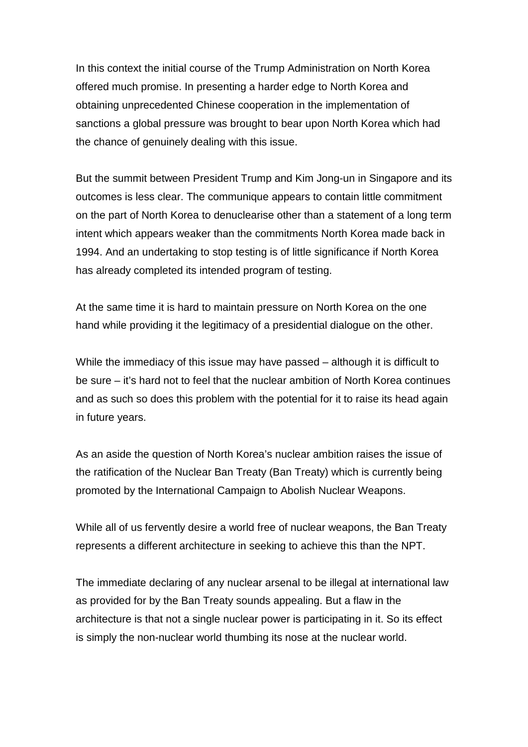In this context the initial course of the Trump Administration on North Korea offered much promise. In presenting a harder edge to North Korea and obtaining unprecedented Chinese cooperation in the implementation of sanctions a global pressure was brought to bear upon North Korea which had the chance of genuinely dealing with this issue.

But the summit between President Trump and Kim Jong-un in Singapore and its outcomes is less clear. The communique appears to contain little commitment on the part of North Korea to denuclearise other than a statement of a long term intent which appears weaker than the commitments North Korea made back in 1994. And an undertaking to stop testing is of little significance if North Korea has already completed its intended program of testing.

At the same time it is hard to maintain pressure on North Korea on the one hand while providing it the legitimacy of a presidential dialogue on the other.

While the immediacy of this issue may have passed – although it is difficult to be sure – it's hard not to feel that the nuclear ambition of North Korea continues and as such so does this problem with the potential for it to raise its head again in future years.

As an aside the question of North Korea's nuclear ambition raises the issue of the ratification of the Nuclear Ban Treaty (Ban Treaty) which is currently being promoted by the International Campaign to Abolish Nuclear Weapons.

While all of us fervently desire a world free of nuclear weapons, the Ban Treaty represents a different architecture in seeking to achieve this than the NPT.

The immediate declaring of any nuclear arsenal to be illegal at international law as provided for by the Ban Treaty sounds appealing. But a flaw in the architecture is that not a single nuclear power is participating in it. So its effect is simply the non-nuclear world thumbing its nose at the nuclear world.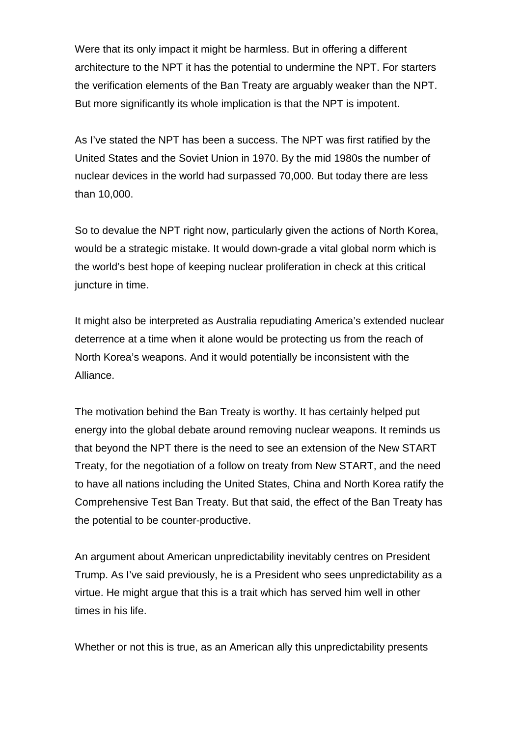Were that its only impact it might be harmless. But in offering a different architecture to the NPT it has the potential to undermine the NPT. For starters the verification elements of the Ban Treaty are arguably weaker than the NPT. But more significantly its whole implication is that the NPT is impotent.

As I've stated the NPT has been a success. The NPT was first ratified by the United States and the Soviet Union in 1970. By the mid 1980s the number of nuclear devices in the world had surpassed 70,000. But today there are less than 10,000.

So to devalue the NPT right now, particularly given the actions of North Korea, would be a strategic mistake. It would down-grade a vital global norm which is the world's best hope of keeping nuclear proliferation in check at this critical juncture in time.

It might also be interpreted as Australia repudiating America's extended nuclear deterrence at a time when it alone would be protecting us from the reach of North Korea's weapons. And it would potentially be inconsistent with the Alliance.

The motivation behind the Ban Treaty is worthy. It has certainly helped put energy into the global debate around removing nuclear weapons. It reminds us that beyond the NPT there is the need to see an extension of the New START Treaty, for the negotiation of a follow on treaty from New START, and the need to have all nations including the United States, China and North Korea ratify the Comprehensive Test Ban Treaty. But that said, the effect of the Ban Treaty has the potential to be counter-productive.

An argument about American unpredictability inevitably centres on President Trump. As I've said previously, he is a President who sees unpredictability as a virtue. He might argue that this is a trait which has served him well in other times in his life.

Whether or not this is true, as an American ally this unpredictability presents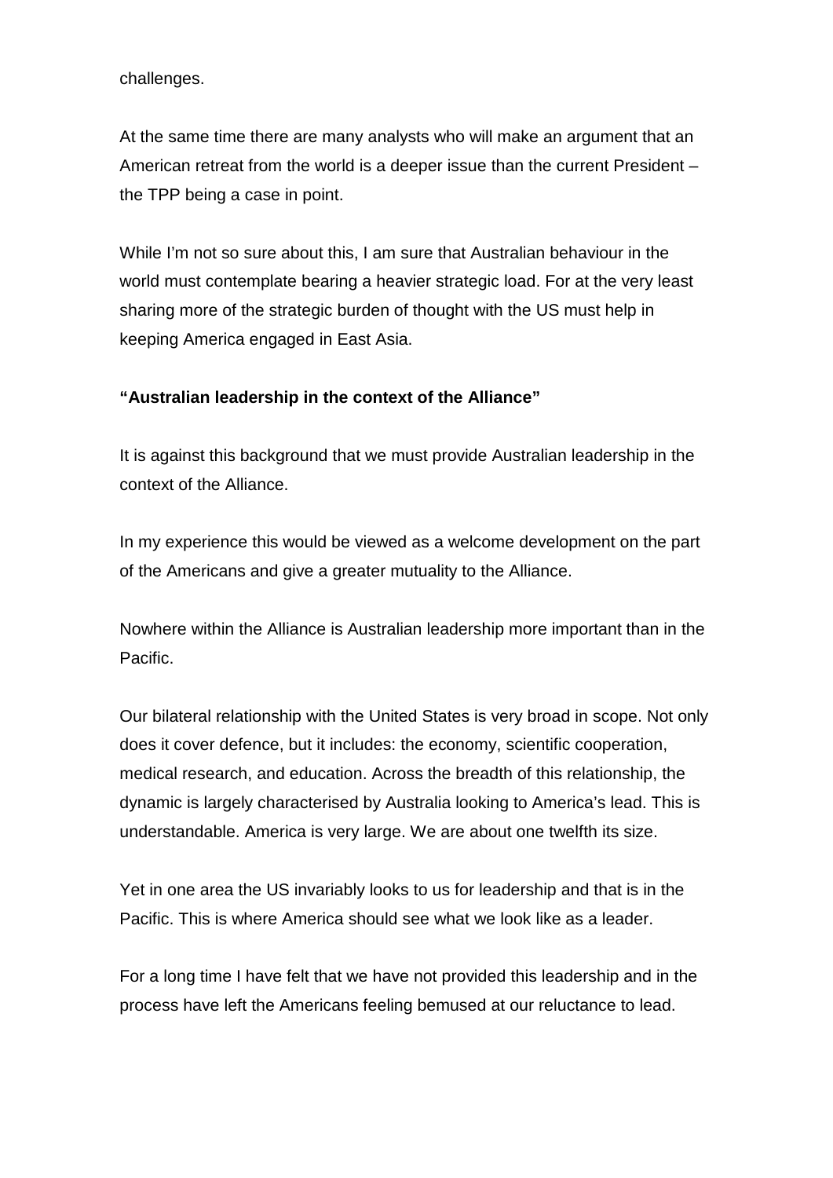challenges.

At the same time there are many analysts who will make an argument that an American retreat from the world is a deeper issue than the current President – the TPP being a case in point.

While I'm not so sure about this, I am sure that Australian behaviour in the world must contemplate bearing a heavier strategic load. For at the very least sharing more of the strategic burden of thought with the US must help in keeping America engaged in East Asia.

**"Australian leadership in the context of the Alliance"**

It is against this background that we must provide Australian leadership in the context of the Alliance.

In my experience this would be viewed as a welcome development on the part of the Americans and give a greater mutuality to the Alliance.

Nowhere within the Alliance is Australian leadership more important than in the Pacific.

Our bilateral relationship with the United States is very broad in scope. Not only does it cover defence, but it includes: the economy, scientific cooperation, medical research, and education. Across the breadth of this relationship, the dynamic is largely characterised by Australia looking to America's lead. This is understandable. America is very large. We are about one twelfth its size.

Yet in one area the US invariably looks to us for leadership and that is in the Pacific. This is where America should see what we look like as a leader.

For a long time I have felt that we have not provided this leadership and in the process have left the Americans feeling bemused at our reluctance to lead.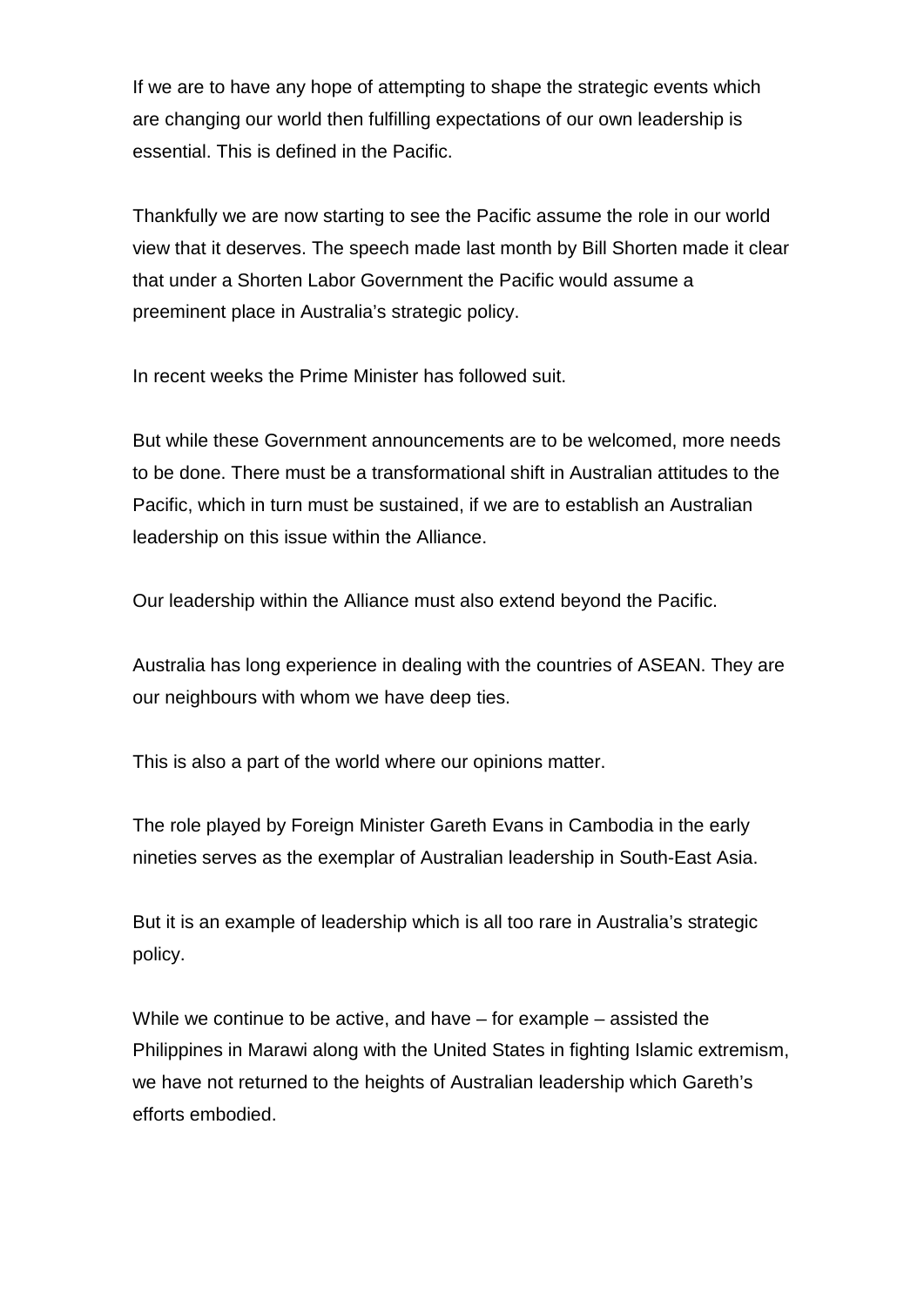If we are to have any hope of attempting to shape the strategic events which are changing our world then fulfilling expectations of our own leadership is essential. This is defined in the Pacific.

Thankfully we are now starting to see the Pacific assume the role in our world view that it deserves. The speech made last month by Bill Shorten made it clear that under a Shorten Labor Government the Pacific would assume a preeminent place in Australia's strategic policy.

In recent weeks the Prime Minister has followed suit.

But while these Government announcements are to be welcomed, more needs to be done. There must be a transformational shift in Australian attitudes to the Pacific, which in turn must be sustained, if we are to establish an Australian leadership on this issue within the Alliance.

Our leadership within the Alliance must also extend beyond the Pacific.

Australia has long experience in dealing with the countries of ASEAN. They are our neighbours with whom we have deep ties.

This is also a part of the world where our opinions matter.

The role played by Foreign Minister Gareth Evans in Cambodia in the early nineties serves as the exemplar of Australian leadership in South-East Asia.

But it is an example of leadership which is all too rare in Australia's strategic policy.

While we continue to be active, and have – for example – assisted the Philippines in Marawi along with the United States in fighting Islamic extremism, we have not returned to the heights of Australian leadership which Gareth's efforts embodied.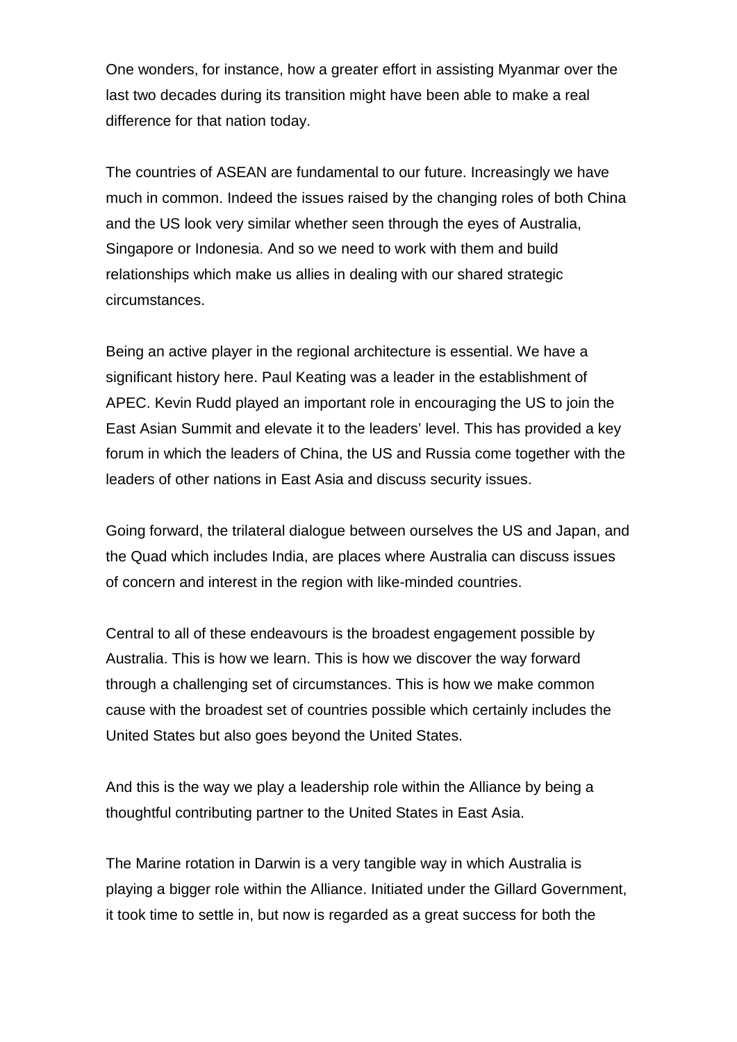One wonders, for instance, how a greater effort in assisting Myanmar over the last two decades during its transition might have been able to make a real difference for that nation today.

The countries of ASEAN are fundamental to our future. Increasingly we have much in common. Indeed the issues raised by the changing roles of both China and the US look very similar whether seen through the eyes of Australia, Singapore or Indonesia. And so we need to work with them and build relationships which make us allies in dealing with our shared strategic circumstances.

Being an active player in the regional architecture is essential. We have a significant history here. Paul Keating was a leader in the establishment of APEC. Kevin Rudd played an important role in encouraging the US to join the East Asian Summit and elevate it to the leaders' level. This has provided a key forum in which the leaders of China, the US and Russia come together with the leaders of other nations in East Asia and discuss security issues.

Going forward, the trilateral dialogue between ourselves the US and Japan, and the Quad which includes India, are places where Australia can discuss issues of concern and interest in the region with like-minded countries.

Central to all of these endeavours is the broadest engagement possible by Australia. This is how we learn. This is how we discover the way forward through a challenging set of circumstances. This is how we make common cause with the broadest set of countries possible which certainly includes the United States but also goes beyond the United States.

And this is the way we play a leadership role within the Alliance by being a thoughtful contributing partner to the United States in East Asia.

The Marine rotation in Darwin is a very tangible way in which Australia is playing a bigger role within the Alliance. Initiated under the Gillard Government, it took time to settle in, but now is regarded as a great success for both the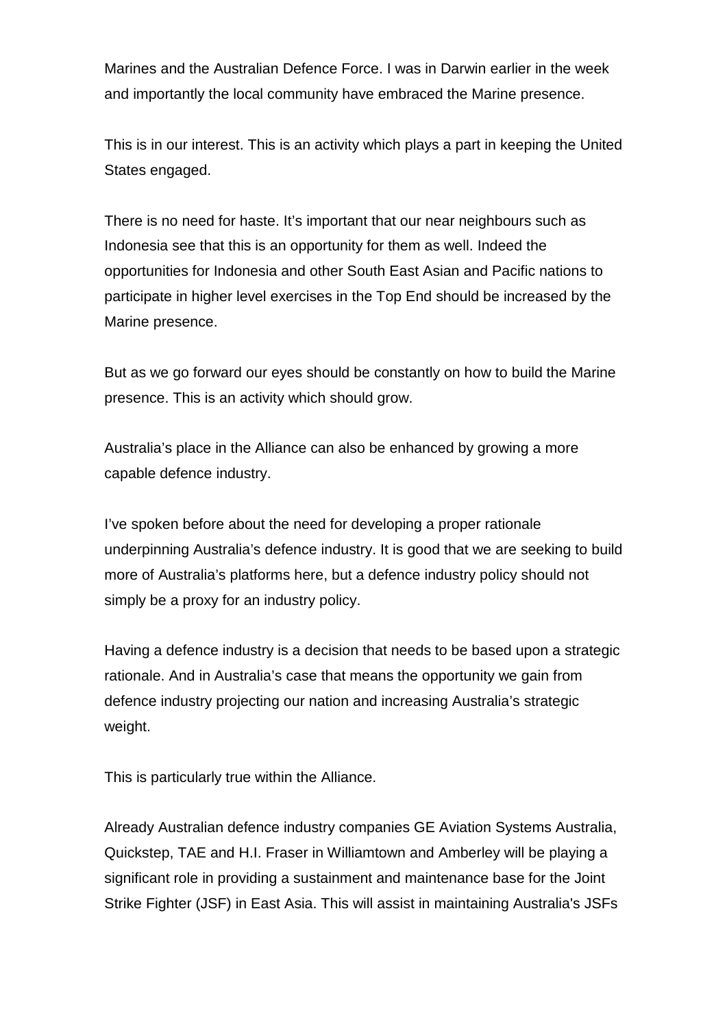Marines and the Australian Defence Force. I was in Darwin earlier in the week and importantly the local community have embraced the Marine presence.

This is in our interest. This is an activity which plays a part in keeping the United States engaged.

There is no need for haste. It's important that our near neighbours such as Indonesia see that this is an opportunity for them as well. Indeed the opportunities for Indonesia and other South East Asian and Pacific nations to participate in higher level exercises in the Top End should be increased by the Marine presence.

But as we go forward our eyes should be constantly on how to build the Marine presence. This is an activity which should grow.

Australia's place in the Alliance can also be enhanced by growing a more capable defence industry.

I've spoken before about the need for developing a proper rationale underpinning Australia's defence industry. It is good that we are seeking to build more of Australia's platforms here, but a defence industry policy should not simply be a proxy for an industry policy.

Having a defence industry is a decision that needs to be based upon a strategic rationale. And in Australia's case that means the opportunity we gain from defence industry projecting our nation and increasing Australia's strategic weight.

This is particularly true within the Alliance.

Already Australian defence industry companies GE Aviation Systems Australia, Quickstep, TAE and H.I. Fraser in Williamtown and Amberley will be playing a significant role in providing a sustainment and maintenance base for the Joint Strike Fighter (JSF) in East Asia. This will assist in maintaining Australia's JSFs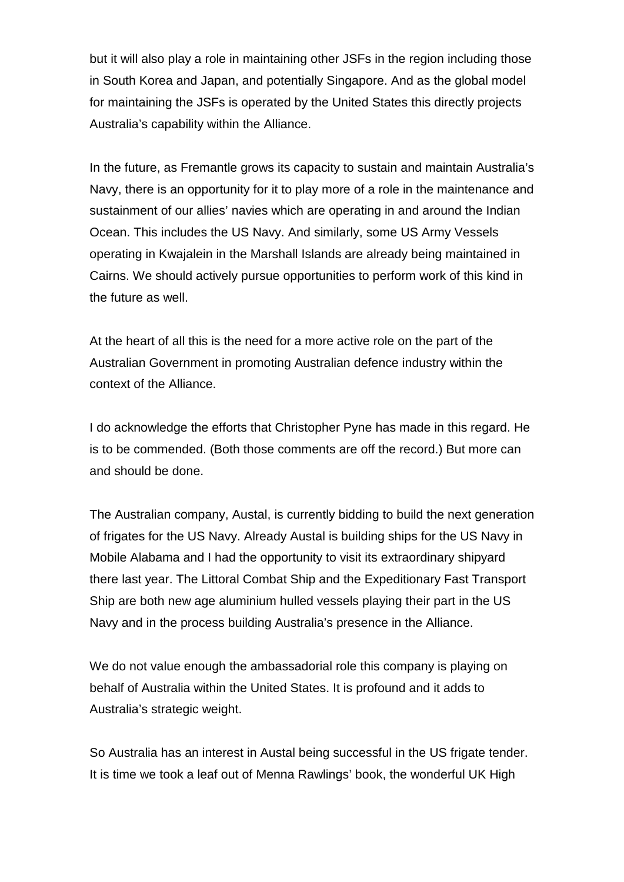but it will also play a role in maintaining other JSFs in the region including those in South Korea and Japan, and potentially Singapore. And as the global model for maintaining the JSFs is operated by the United States this directly projects Australia's capability within the Alliance.

In the future, as Fremantle grows its capacity to sustain and maintain Australia's Navy, there is an opportunity for it to play more of a role in the maintenance and sustainment of our allies' navies which are operating in and around the Indian Ocean. This includes the US Navy. And similarly, some US Army Vessels operating in Kwajalein in the Marshall Islands are already being maintained in Cairns. We should actively pursue opportunities to perform work of this kind in the future as well.

At the heart of all this is the need for a more active role on the part of the Australian Government in promoting Australian defence industry within the context of the Alliance.

I do acknowledge the efforts that Christopher Pyne has made in this regard. He is to be commended. (Both those comments are off the record.) But more can and should be done.

The Australian company, Austal, is currently bidding to build the next generation of frigates for the US Navy. Already Austal is building ships for the US Navy in Mobile Alabama and I had the opportunity to visit its extraordinary shipyard there last year. The Littoral Combat Ship and the Expeditionary Fast Transport Ship are both new age aluminium hulled vessels playing their part in the US Navy and in the process building Australia's presence in the Alliance.

We do not value enough the ambassadorial role this company is playing on behalf of Australia within the United States. It is profound and it adds to Australia's strategic weight.

So Australia has an interest in Austal being successful in the US frigate tender. It is time we took a leaf out of Menna Rawlings' book, the wonderful UK High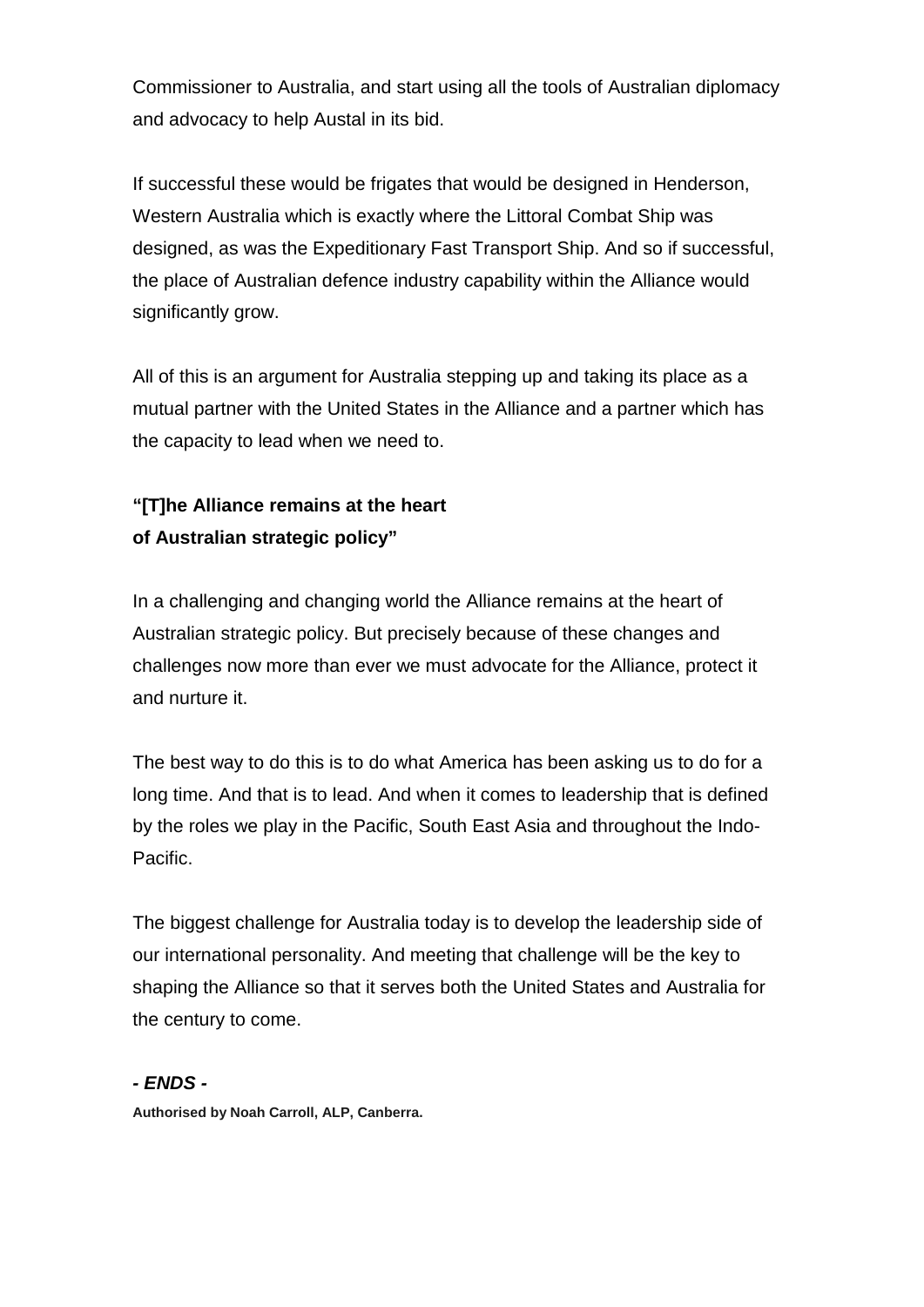Commissioner to Australia, and start using all the tools of Australian diplomacy and advocacy to help Austal in its bid.

If successful these would be frigates that would be designed in Henderson, Western Australia which is exactly where the Littoral Combat Ship was designed, as was the Expeditionary Fast Transport Ship. And so if successful, the place of Australian defence industry capability within the Alliance would significantly grow.

All of this is an argument for Australia stepping up and taking its place as a mutual partner with the United States in the Alliance and a partner which has the capacity to lead when we need to.

**“[T]he Alliance remains at the heart of Australian strategic policy”**

In a challenging and changing world the Alliance remains at the heart of Australian strategic policy. But precisely because of these changes and challenges now more than ever we must advocate for the Alliance, protect it and nurture it.

The best way to do this is to do what America has been asking us to do for a long time. And that is to lead. And when it comes to leadership that is defined by the roles we play in the Pacific, South East Asia and throughout the Indo-Pacific.

The biggest challenge for Australia today is to develop the leadership side of our international personality. And meeting that challenge will be the key to shaping the Alliance so that it serves both the United States and Australia for the century to come.

***- ENDS -***

**Authorised by Noah Carroll, ALP, Canberra.**